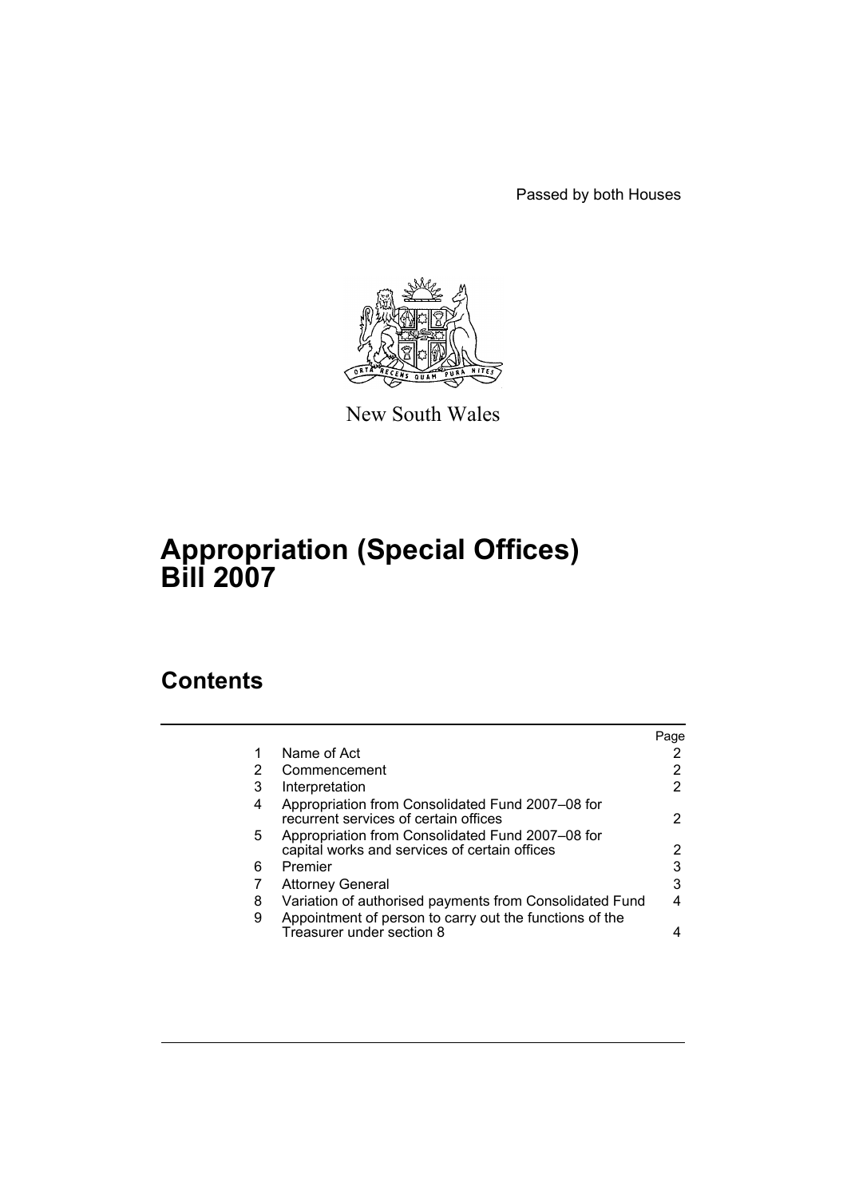Passed by both Houses

New South Wales

# Appropriation (Special Offices) Bill 2007

## Contents

| | | Page |
|---|---|---|
| 1 | Name of Act | 2 |
| 2 | Commencement | 2 |
| 3 | Interpretation | 2 |
| 4 | Appropriation from Consolidated Fund 2007–08 for recurrent services of certain offices | 2 |
| 5 | Appropriation from Consolidated Fund 2007–08 for capital works and services of certain offices | 2 |
| 6 | Premier | 3 |
| 7 | Attorney General | 3 |
| 8 | Variation of authorised payments from Consolidated Fund | 4 |
| 9 | Appointment of person to carry out the functions of the Treasurer under section 8 | 4 |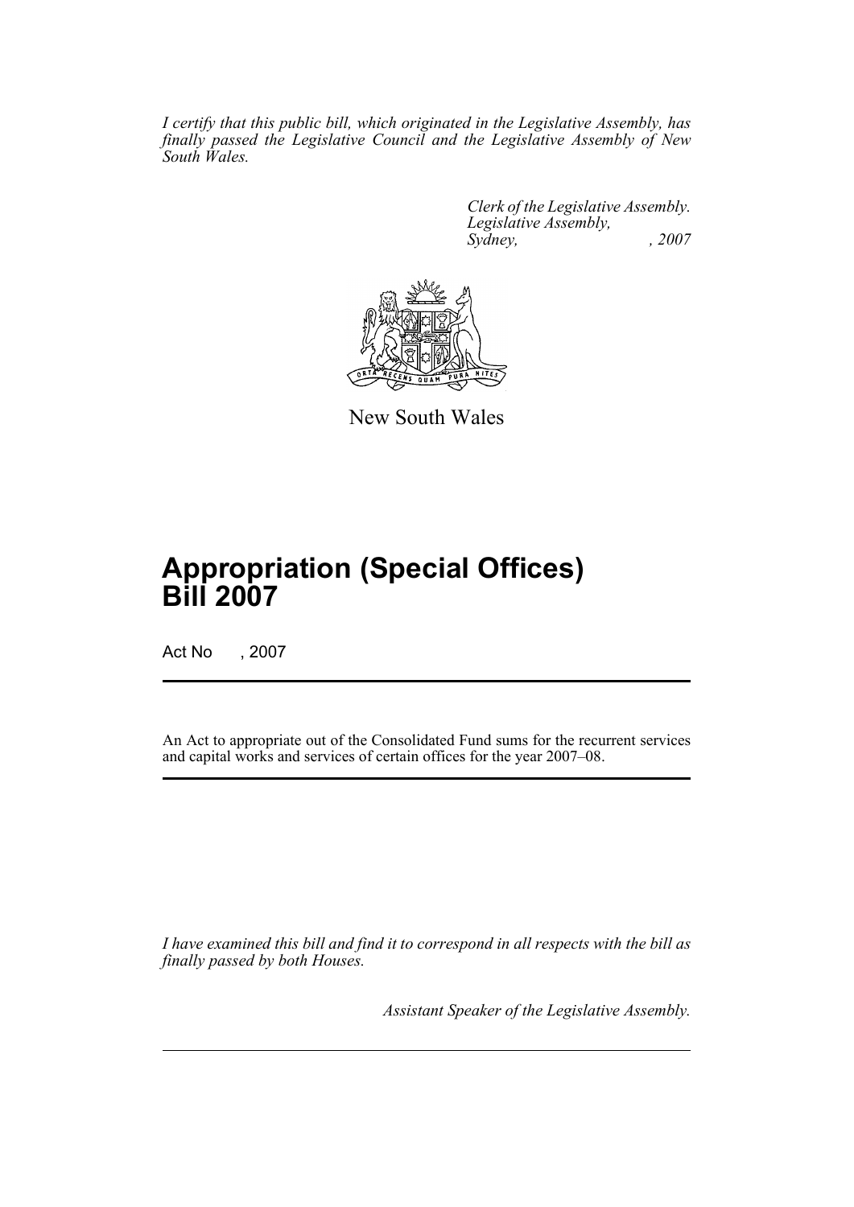*I certify that this public bill, which originated in the Legislative Assembly, has finally passed the Legislative Council and the Legislative Assembly of New South Wales.*

*Clerk of the Legislative Assembly.*
*Legislative Assembly,*
*Sydney, , 2007*

New South Wales

# Appropriation (Special Offices) Bill 2007

Act No , 2007

An Act to appropriate out of the Consolidated Fund sums for the recurrent services and capital works and services of certain offices for the year 2007–08.

*I have examined this bill and find it to correspond in all respects with the bill as finally passed by both Houses.*

*Assistant Speaker of the Legislative Assembly.*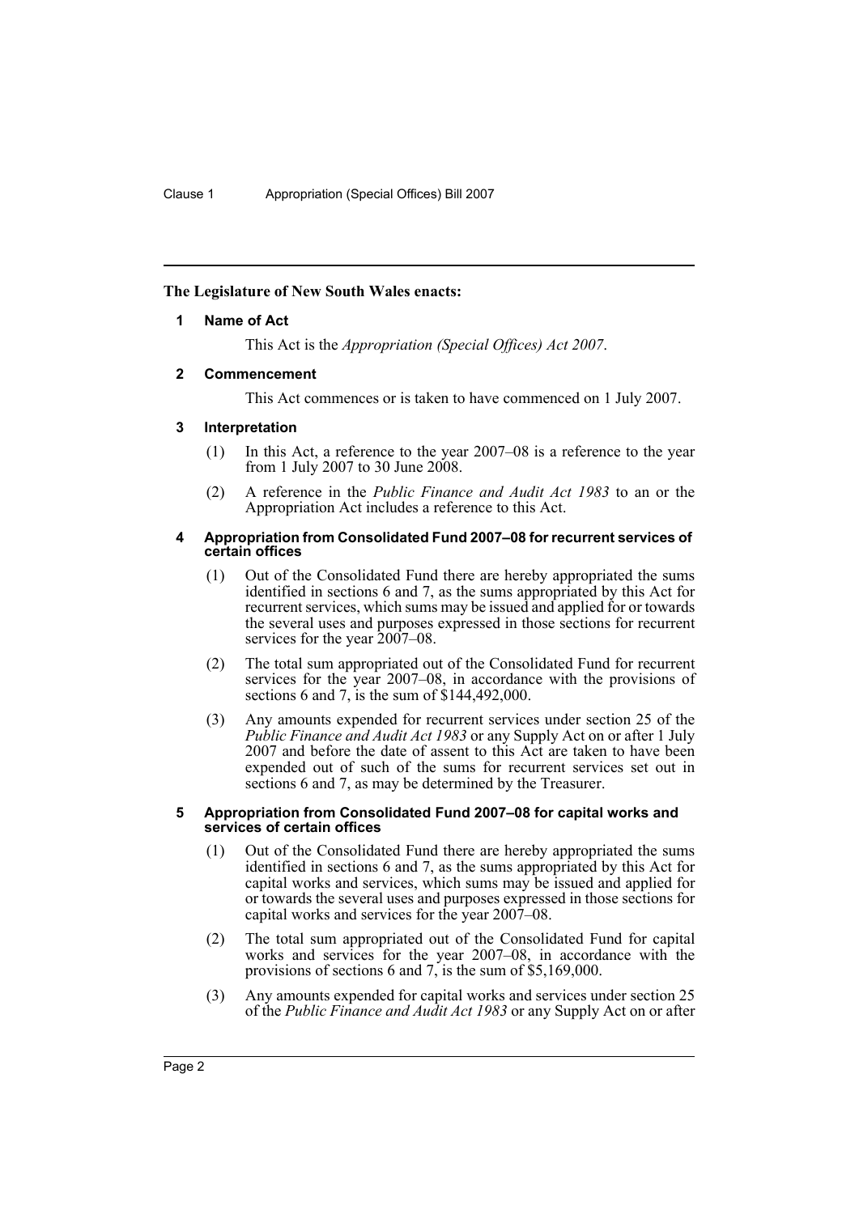**The Legislature of New South Wales enacts:**

## 1 Name of Act

This Act is the *Appropriation (Special Offices) Act 2007*.

## 2 Commencement

This Act commences or is taken to have commenced on 1 July 2007.

## 3 Interpretation

(1) In this Act, a reference to the year 2007–08 is a reference to the year from 1 July 2007 to 30 June 2008.

(2) A reference in the *Public Finance and Audit Act 1983* to an or the Appropriation Act includes a reference to this Act.

## 4 Appropriation from Consolidated Fund 2007–08 for recurrent services of certain offices

(1) Out of the Consolidated Fund there are hereby appropriated the sums identified in sections 6 and 7, as the sums appropriated by this Act for recurrent services, which sums may be issued and applied for or towards the several uses and purposes expressed in those sections for recurrent services for the year 2007–08.

(2) The total sum appropriated out of the Consolidated Fund for recurrent services for the year 2007–08, in accordance with the provisions of sections 6 and 7, is the sum of $144,492,000.

(3) Any amounts expended for recurrent services under section 25 of the *Public Finance and Audit Act 1983* or any Supply Act on or after 1 July 2007 and before the date of assent to this Act are taken to have been expended out of such of the sums for recurrent services set out in sections 6 and 7, as may be determined by the Treasurer.

## 5 Appropriation from Consolidated Fund 2007–08 for capital works and services of certain offices

(1) Out of the Consolidated Fund there are hereby appropriated the sums identified in sections 6 and 7, as the sums appropriated by this Act for capital works and services, which sums may be issued and applied for or towards the several uses and purposes expressed in those sections for capital works and services for the year 2007–08.

(2) The total sum appropriated out of the Consolidated Fund for capital works and services for the year 2007–08, in accordance with the provisions of sections 6 and 7, is the sum of $5,169,000.

(3) Any amounts expended for capital works and services under section 25 of the *Public Finance and Audit Act 1983* or any Supply Act on or after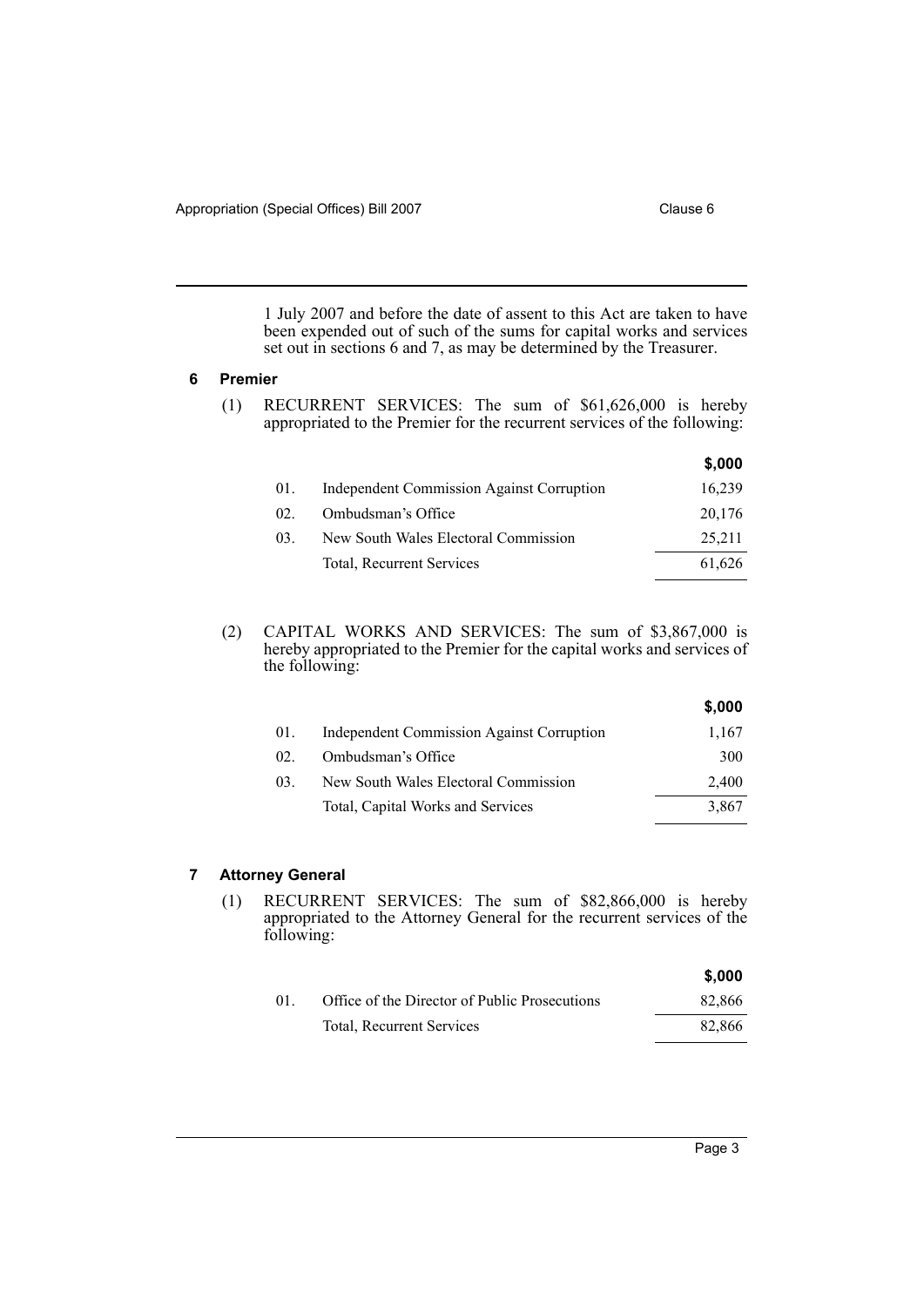1 July 2007 and before the date of assent to this Act are taken to have been expended out of such of the sums for capital works and services set out in sections 6 and 7, as may be determined by the Treasurer.

## 6 Premier

(1) RECURRENT SERVICES: The sum of $61,626,000 is hereby appropriated to the Premier for the recurrent services of the following:

| | | $,000 |
|---|---|---|
| 01. | Independent Commission Against Corruption | 16,239 |
| 02. | Ombudsman's Office | 20,176 |
| 03. | New South Wales Electoral Commission | 25,211 |
| | Total, Recurrent Services | 61,626 |

(2) CAPITAL WORKS AND SERVICES: The sum of $3,867,000 is hereby appropriated to the Premier for the capital works and services of the following:

| | | $,000 |
|---|---|---|
| 01. | Independent Commission Against Corruption | 1,167 |
| 02. | Ombudsman's Office | 300 |
| 03. | New South Wales Electoral Commission | 2,400 |
| | Total, Capital Works and Services | 3,867 |

## 7 Attorney General

(1) RECURRENT SERVICES: The sum of $82,866,000 is hereby appropriated to the Attorney General for the recurrent services of the following:

| | | $,000 |
|---|---|---|
| 01. | Office of the Director of Public Prosecutions | 82,866 |
| | Total, Recurrent Services | 82,866 |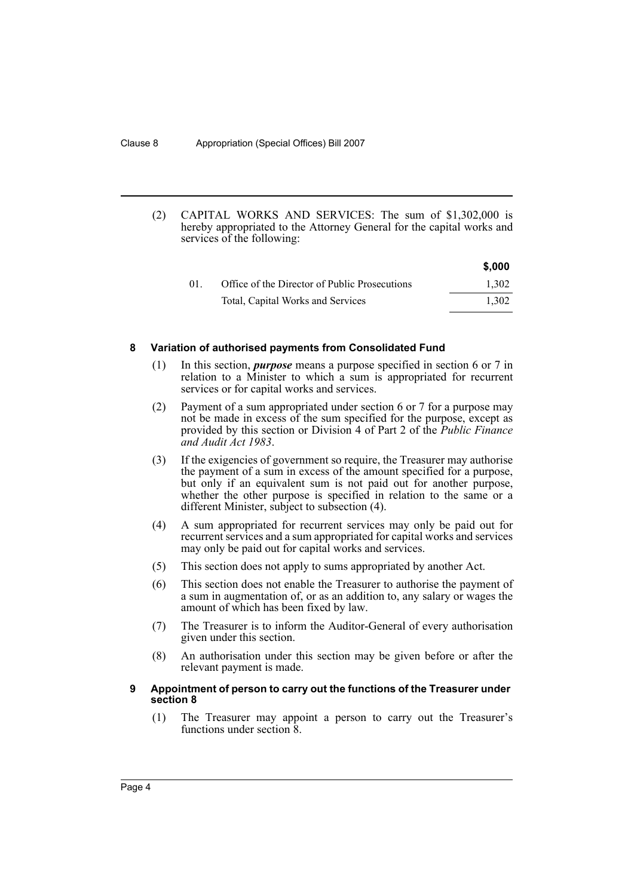(2) CAPITAL WORKS AND SERVICES: The sum of $1,302,000 is hereby appropriated to the Attorney General for the capital works and services of the following:

| | | $,000 |
|---|---|---|
| 01. | Office of the Director of Public Prosecutions | 1,302 |
| | Total, Capital Works and Services | 1,302 |

### 8 Variation of authorised payments from Consolidated Fund

(1) In this section, ***purpose*** means a purpose specified in section 6 or 7 in relation to a Minister to which a sum is appropriated for recurrent services or for capital works and services.

(2) Payment of a sum appropriated under section 6 or 7 for a purpose may not be made in excess of the sum specified for the purpose, except as provided by this section or Division 4 of Part 2 of the *Public Finance and Audit Act 1983*.

(3) If the exigencies of government so require, the Treasurer may authorise the payment of a sum in excess of the amount specified for a purpose, but only if an equivalent sum is not paid out for another purpose, whether the other purpose is specified in relation to the same or a different Minister, subject to subsection (4).

(4) A sum appropriated for recurrent services may only be paid out for recurrent services and a sum appropriated for capital works and services may only be paid out for capital works and services.

(5) This section does not apply to sums appropriated by another Act.

(6) This section does not enable the Treasurer to authorise the payment of a sum in augmentation of, or as an addition to, any salary or wages the amount of which has been fixed by law.

(7) The Treasurer is to inform the Auditor-General of every authorisation given under this section.

(8) An authorisation under this section may be given before or after the relevant payment is made.

### 9 Appointment of person to carry out the functions of the Treasurer under section 8

(1) The Treasurer may appoint a person to carry out the Treasurer's functions under section 8.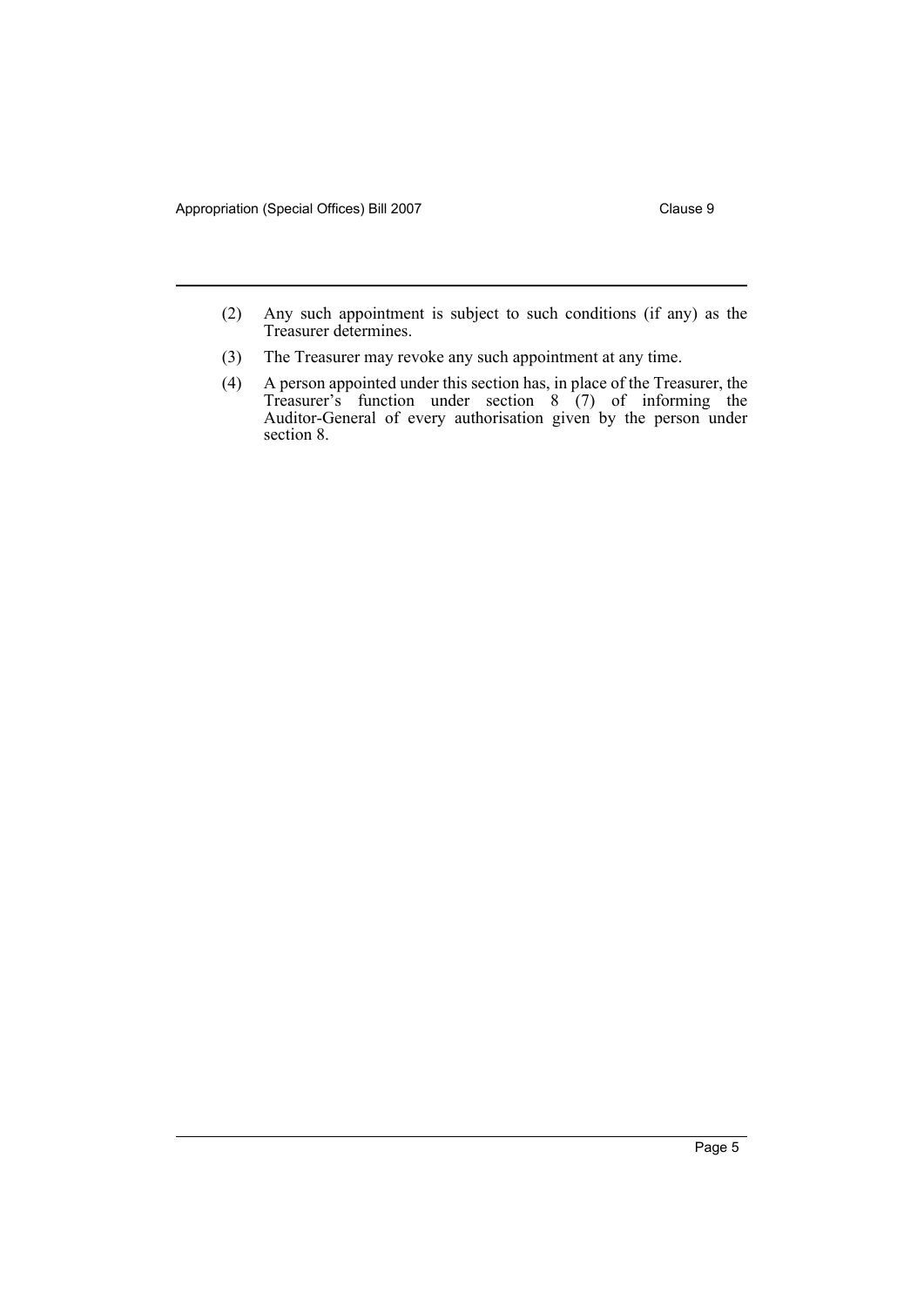(2) Any such appointment is subject to such conditions (if any) as the Treasurer determines.

(3) The Treasurer may revoke any such appointment at any time.

(4) A person appointed under this section has, in place of the Treasurer, the Treasurer's function under section 8 (7) of informing the Auditor-General of every authorisation given by the person under section 8.